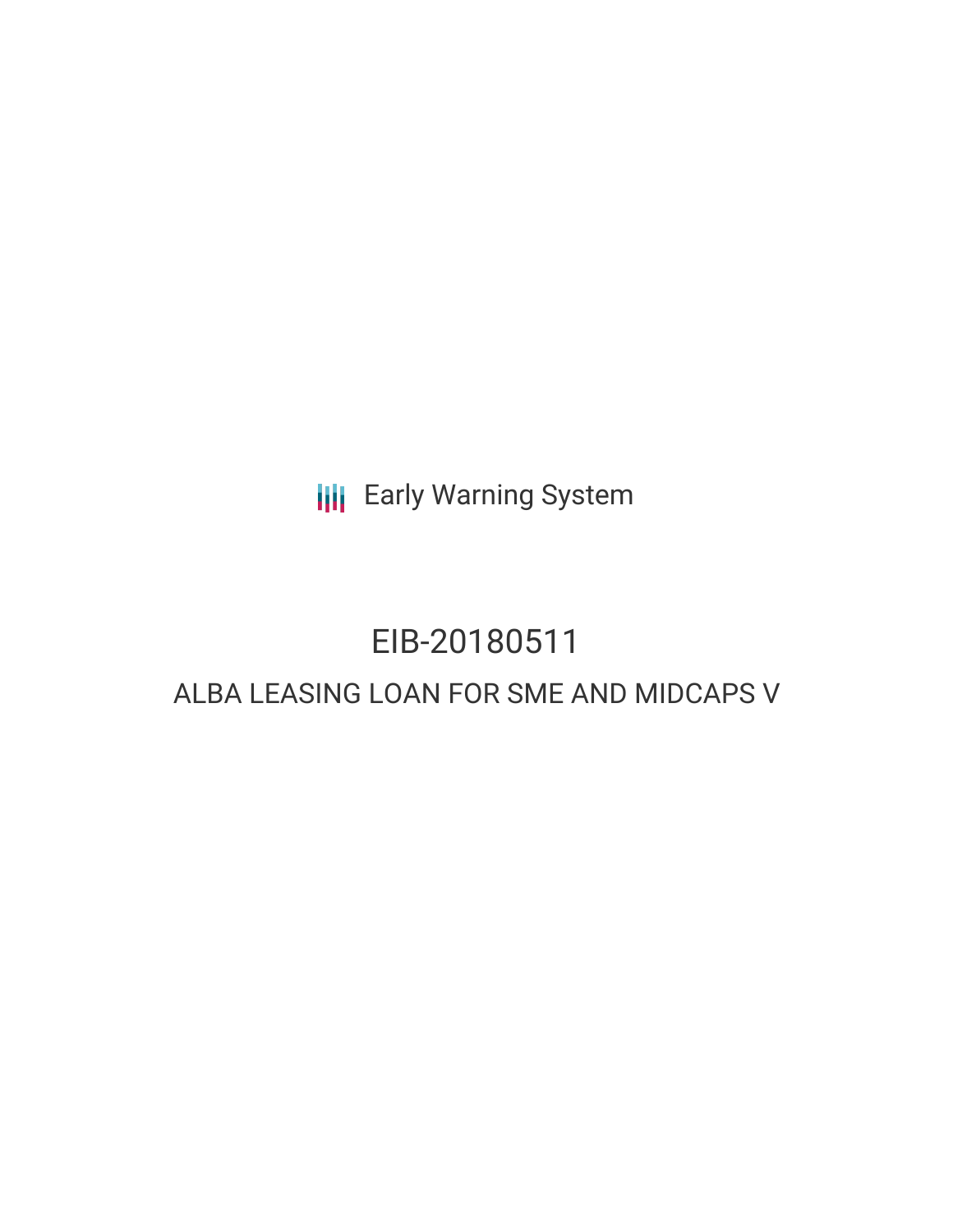Early Warning System

# EIB-20180511

## ALBA LEASING LOAN FOR SME AND MIDCAPS V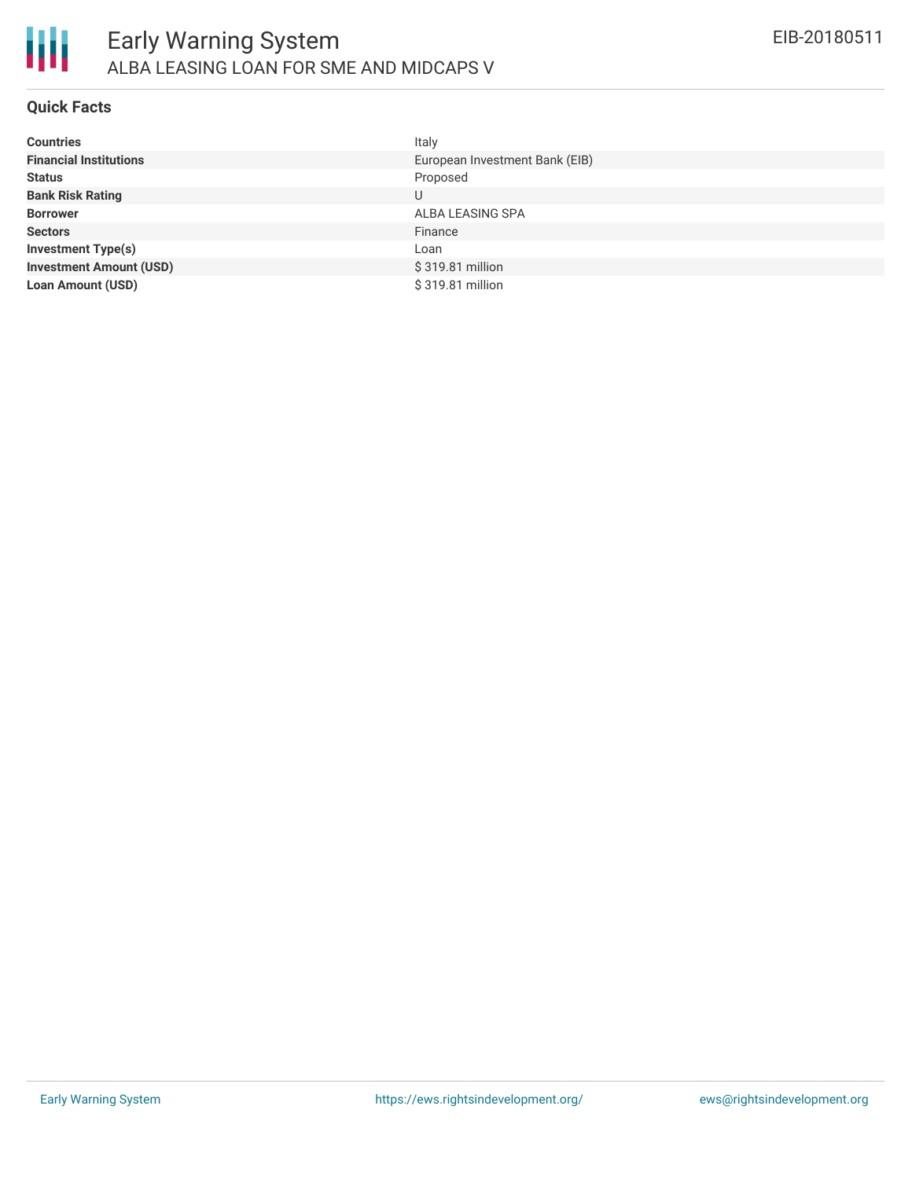# Early Warning System

## ALBA LEASING LOAN FOR SME AND MIDCAPS V

EIB-20180511

### Quick Facts

| | |
|---|---|
| **Countries** | Italy |
| **Financial Institutions** | European Investment Bank (EIB) |
| **Status** | Proposed |
| **Bank Risk Rating** | U |
| **Borrower** | ALBA LEASING SPA |
| **Sectors** | Finance |
| **Investment Type(s)** | Loan |
| **Investment Amount (USD)** | $ 319.81 million |
| **Loan Amount (USD)** | $ 319.81 million |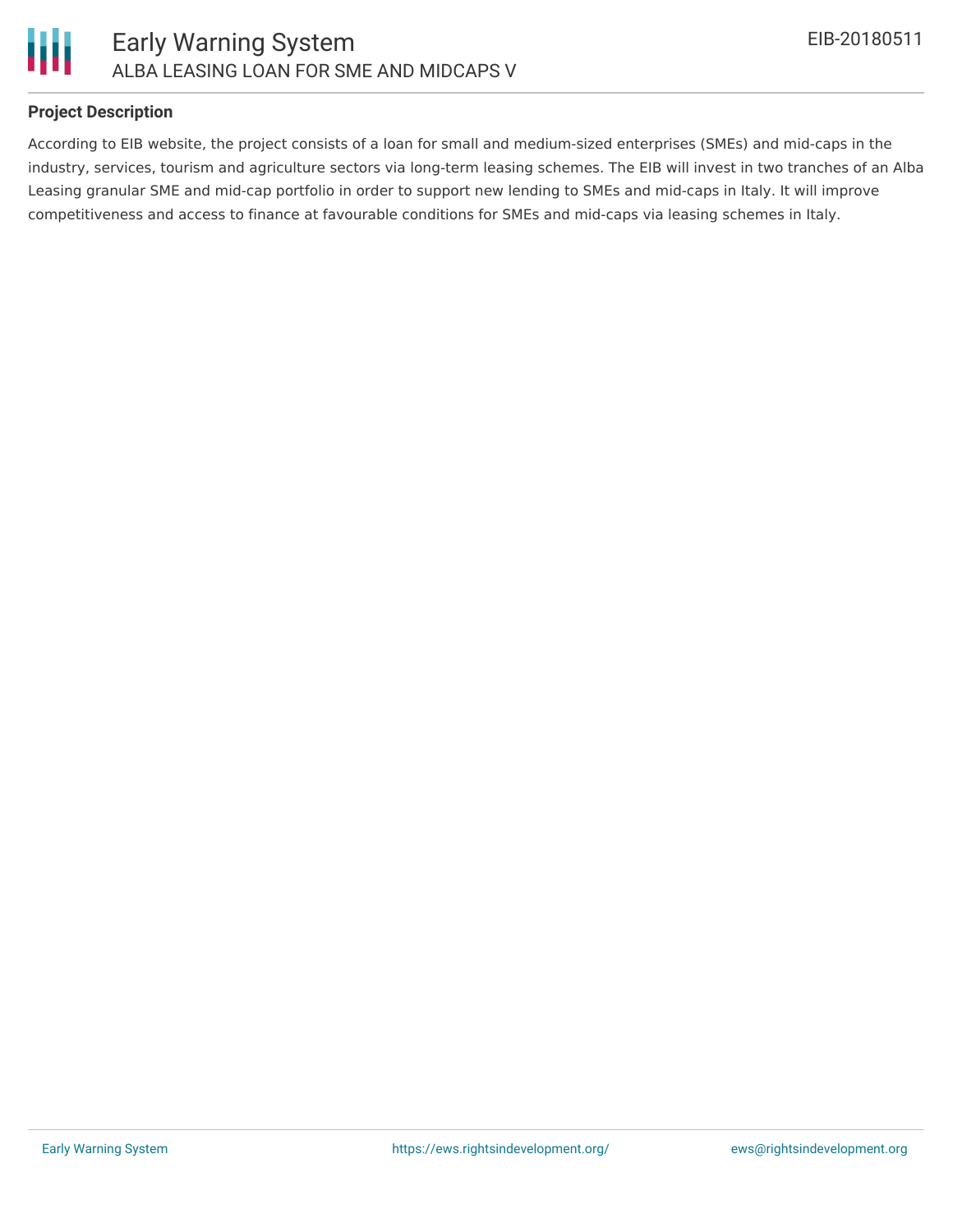**Project Description**

According to EIB website, the project consists of a loan for small and medium-sized enterprises (SMEs) and mid-caps in the industry, services, tourism and agriculture sectors via long-term leasing schemes. The EIB will invest in two tranches of an Alba Leasing granular SME and mid-cap portfolio in order to support new lending to SMEs and mid-caps in Italy. It will improve competitiveness and access to finance at favourable conditions for SMEs and mid-caps via leasing schemes in Italy.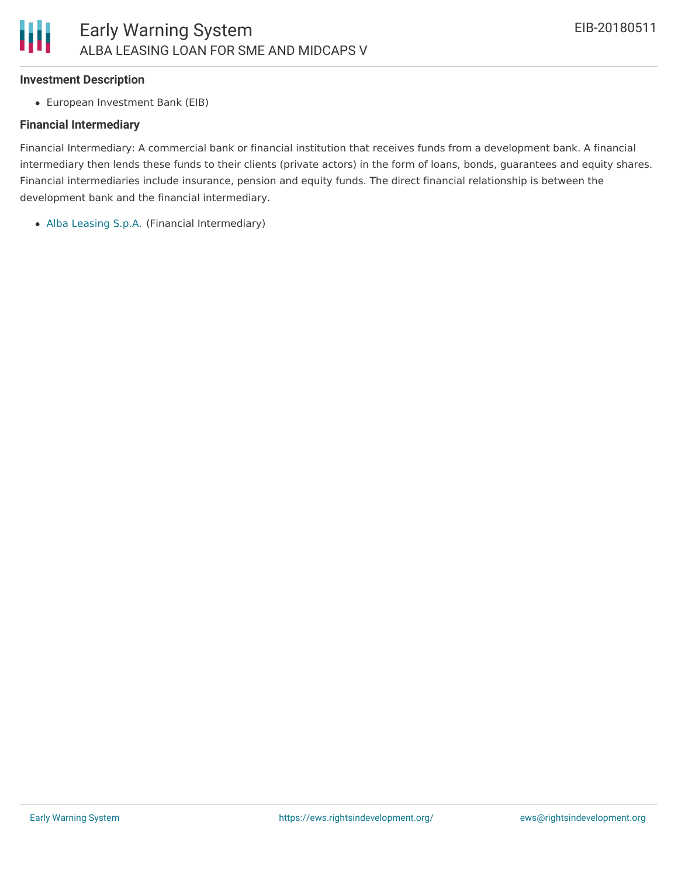### Investment Description

- European Investment Bank (EIB)

### Financial Intermediary

Financial Intermediary: A commercial bank or financial institution that receives funds from a development bank. A financial intermediary then lends these funds to their clients (private actors) in the form of loans, bonds, guarantees and equity shares. Financial intermediaries include insurance, pension and equity funds. The direct financial relationship is between the development bank and the financial intermediary.

- Alba Leasing S.p.A. (Financial Intermediary)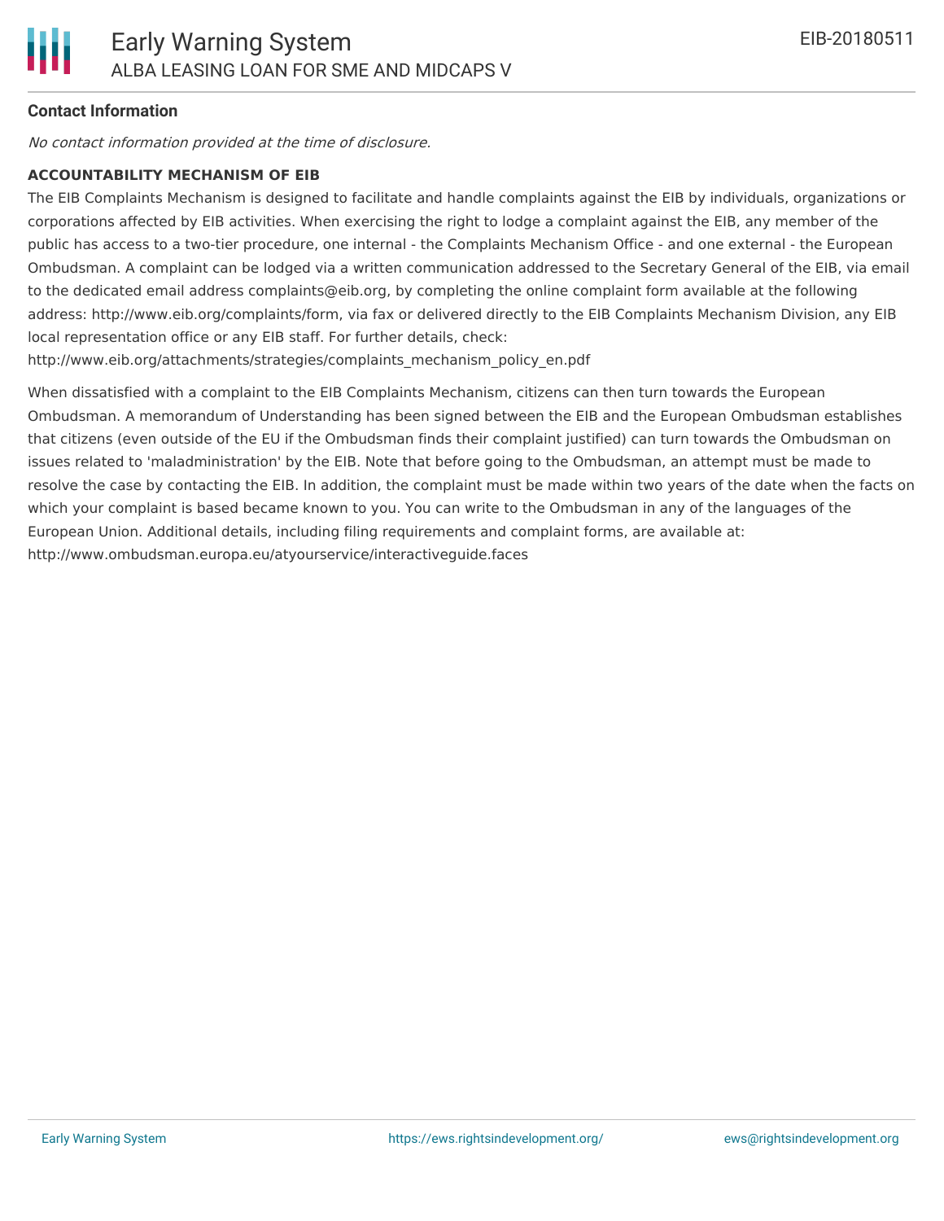## Contact Information

*No contact information provided at the time of disclosure.*

**ACCOUNTABILITY MECHANISM OF EIB**

The EIB Complaints Mechanism is designed to facilitate and handle complaints against the EIB by individuals, organizations or corporations affected by EIB activities. When exercising the right to lodge a complaint against the EIB, any member of the public has access to a two-tier procedure, one internal - the Complaints Mechanism Office - and one external - the European Ombudsman. A complaint can be lodged via a written communication addressed to the Secretary General of the EIB, via email to the dedicated email address complaints@eib.org, by completing the online complaint form available at the following address: http://www.eib.org/complaints/form, via fax or delivered directly to the EIB Complaints Mechanism Division, any EIB local representation office or any EIB staff. For further details, check: http://www.eib.org/attachments/strategies/complaints_mechanism_policy_en.pdf

When dissatisfied with a complaint to the EIB Complaints Mechanism, citizens can then turn towards the European Ombudsman. A memorandum of Understanding has been signed between the EIB and the European Ombudsman establishes that citizens (even outside of the EU if the Ombudsman finds their complaint justified) can turn towards the Ombudsman on issues related to 'maladministration' by the EIB. Note that before going to the Ombudsman, an attempt must be made to resolve the case by contacting the EIB. In addition, the complaint must be made within two years of the date when the facts on which your complaint is based became known to you. You can write to the Ombudsman in any of the languages of the European Union. Additional details, including filing requirements and complaint forms, are available at: http://www.ombudsman.europa.eu/atyourservice/interactiveguide.faces